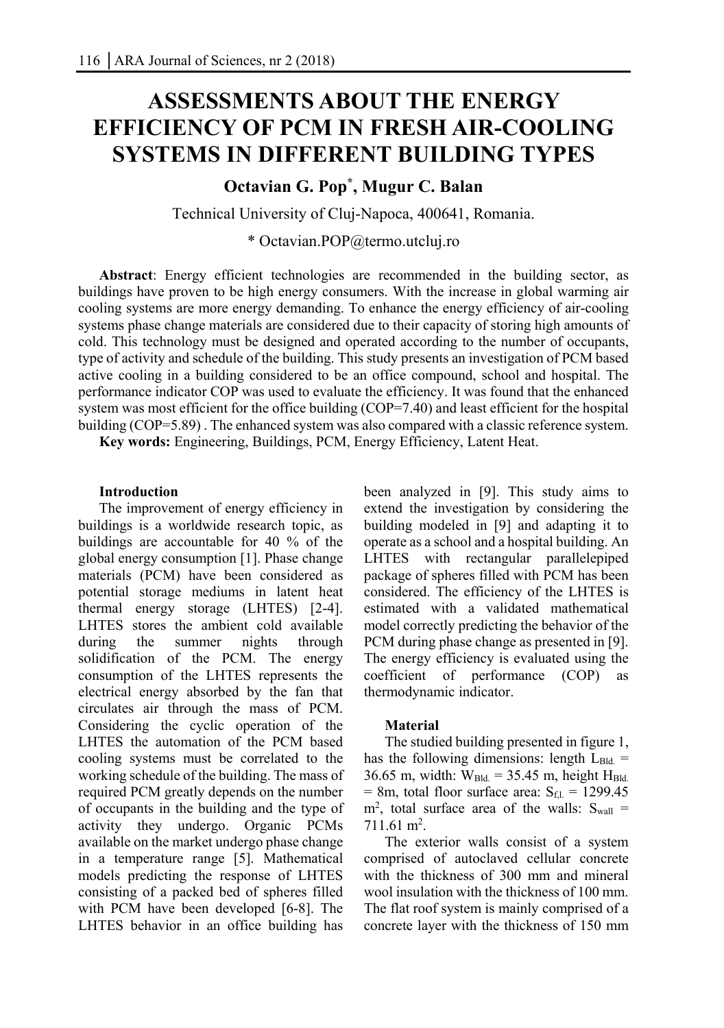# ASSESSMENTS ABOUT THE ENERGY EFFICIENCY OF PCM IN FRESH AIR-COOLING SYSTEMS IN DIFFERENT BUILDING TYPES

**Octavian G. Pop*, Mugur C. Balan**

Technical University of Cluj-Napoca, 400641, Romania.

* Octavian.POP@termo.utcluj.ro

**Abstract**: Energy efficient technologies are recommended in the building sector, as buildings have proven to be high energy consumers. With the increase in global warming air cooling systems are more energy demanding. To enhance the energy efficiency of air-cooling systems phase change materials are considered due to their capacity of storing high amounts of cold. This technology must be designed and operated according to the number of occupants, type of activity and schedule of the building. This study presents an investigation of PCM based active cooling in a building considered to be an office compound, school and hospital. The performance indicator COP was used to evaluate the efficiency. It was found that the enhanced system was most efficient for the office building (COP=7.40) and least efficient for the hospital building (COP=5.89) . The enhanced system was also compared with a classic reference system.

**Key words:** Engineering, Buildings, PCM, Energy Efficiency, Latent Heat.

## Introduction

The improvement of energy efficiency in buildings is a worldwide research topic, as buildings are accountable for 40 % of the global energy consumption [1]. Phase change materials (PCM) have been considered as potential storage mediums in latent heat thermal energy storage (LHTES) [2-4]. LHTES stores the ambient cold available during the summer nights through solidification of the PCM. The energy consumption of the LHTES represents the electrical energy absorbed by the fan that circulates air through the mass of PCM. Considering the cyclic operation of the LHTES the automation of the PCM based cooling systems must be correlated to the working schedule of the building. The mass of required PCM greatly depends on the number of occupants in the building and the type of activity they undergo. Organic PCMs available on the market undergo phase change in a temperature range [5]. Mathematical models predicting the response of LHTES consisting of a packed bed of spheres filled with PCM have been developed [6-8]. The LHTES behavior in an office building has been analyzed in [9]. This study aims to extend the investigation by considering the building modeled in [9] and adapting it to operate as a school and a hospital building. An LHTES with rectangular parallelepiped package of spheres filled with PCM has been considered. The efficiency of the LHTES is estimated with a validated mathematical model correctly predicting the behavior of the PCM during phase change as presented in [9]. The energy efficiency is evaluated using the coefficient of performance (COP) as thermodynamic indicator.

## Material

The studied building presented in figure 1, has the following dimensions: length $L_{Bld.}$ = 36.65 m, width: $W_{Bld.}$ = 35.45 m, height $H_{Bld.}$ = 8m, total floor surface area: $S_{f.l.}$ = 1299.45 m$^2$, total surface area of the walls: $S_{wall}$ = 711.61 m$^2$.

The exterior walls consist of a system comprised of autoclaved cellular concrete with the thickness of 300 mm and mineral wool insulation with the thickness of 100 mm. The flat roof system is mainly comprised of a concrete layer with the thickness of 150 mm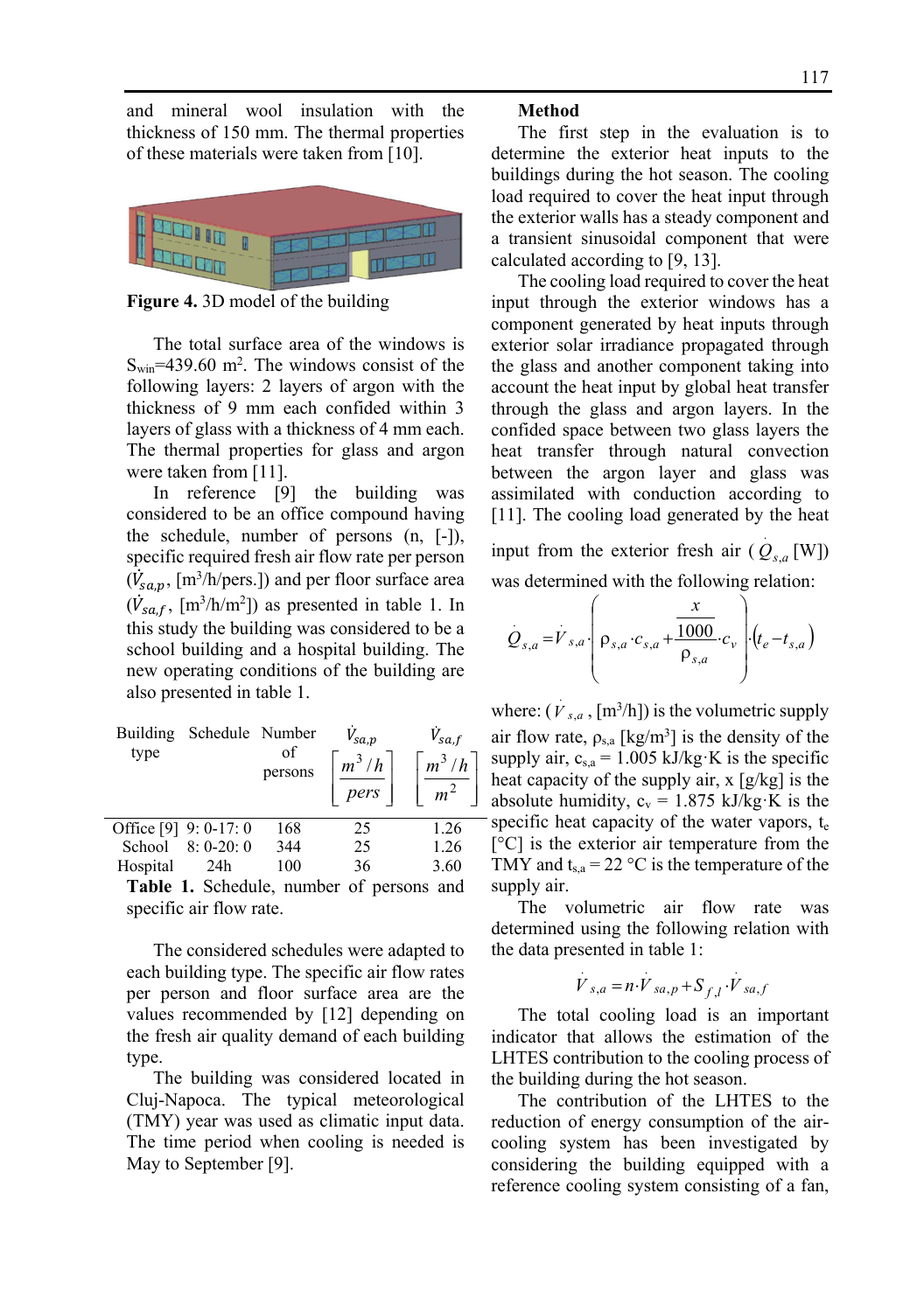and mineral wool insulation with the thickness of 150 mm. The thermal properties of these materials were taken from [10].

**Figure 4.** 3D model of the building

The total surface area of the windows is $S_{win}$=439.60 m$^2$. The windows consist of the following layers: 2 layers of argon with the thickness of 9 mm each confided within 3 layers of glass with a thickness of 4 mm each. The thermal properties for glass and argon were taken from [11].

In reference [9] the building was considered to be an office compound having the schedule, number of persons (n, [-]), specific required fresh air flow rate per person ($\dot{V}_{sa,p}$, [m$^3$/h/pers.]) and per floor surface area ($\dot{V}_{sa,f}$, [m$^3$/h/m$^2$]) as presented in table 1. In this study the building was considered to be a school building and a hospital building. The new operating conditions of the building are also presented in table 1.

| Building type | Schedule | Number of persons | $\dot{V}_{sa,p}$ $\left[\frac{m^3/h}{pers}\right]$ | $\dot{V}_{sa,f}$ $\left[\frac{m^3/h}{m^2}\right]$ |
|---|---|---|---|---|
| Office [9] | 9: 0-17: 0 | 168 | 25 | 1.26 |
| School | 8: 0-20: 0 | 344 | 25 | 1.26 |
| Hospital | 24h | 100 | 36 | 3.60 |

**Table 1.** Schedule, number of persons and specific air flow rate.

The considered schedules were adapted to each building type. The specific air flow rates per person and floor surface area are the values recommended by [12] depending on the fresh air quality demand of each building type.

The building was considered located in Cluj-Napoca. The typical meteorological (TMY) year was used as climatic input data. The time period when cooling is needed is May to September [9].

**Method**

The first step in the evaluation is to determine the exterior heat inputs to the buildings during the hot season. The cooling load required to cover the heat input through the exterior walls has a steady component and a transient sinusoidal component that were calculated according to [9, 13].

The cooling load required to cover the heat input through the exterior windows has a component generated by heat inputs through exterior solar irradiance propagated through the glass and another component taking into account the heat input by global heat transfer through the glass and argon layers. In the confided space between two glass layers the heat transfer through natural convection between the argon layer and glass was assimilated with conduction according to [11]. The cooling load generated by the heat input from the exterior fresh air ($\dot{Q}_{s,a}$ [W]) was determined with the following relation:

$$\dot{Q}_{s,a} = \dot{V}_{s,a} \cdot \left( \rho_{s,a} \cdot c_{s,a} + \frac{\frac{x}{1000}}{\rho_{s,a}} \cdot c_v \right) \cdot \left( t_e - t_{s,a} \right)$$

where: ($\dot{V}_{s,a}$, [m$^3$/h]) is the volumetric supply air flow rate, $\rho_{s,a}$ [kg/m$^3$] is the density of the supply air, $c_{s,a}$ = 1.005 kJ/kg·K is the specific heat capacity of the supply air, x [g/kg] is the absolute humidity, $c_v$ = 1.875 kJ/kg·K is the specific heat capacity of the water vapors, $t_e$ [°C] is the exterior air temperature from the TMY and $t_{s,a}$ = 22 °C is the temperature of the supply air.

The volumetric air flow rate was determined using the following relation with the data presented in table 1:

$$\dot{V}_{s,a} = n \cdot \dot{V}_{sa,p} + S_{f,l} \cdot \dot{V}_{sa,f}$$

The total cooling load is an important indicator that allows the estimation of the LHTES contribution to the cooling process of the building during the hot season.

The contribution of the LHTES to the reduction of energy consumption of the air-cooling system has been investigated by considering the building equipped with a reference cooling system consisting of a fan,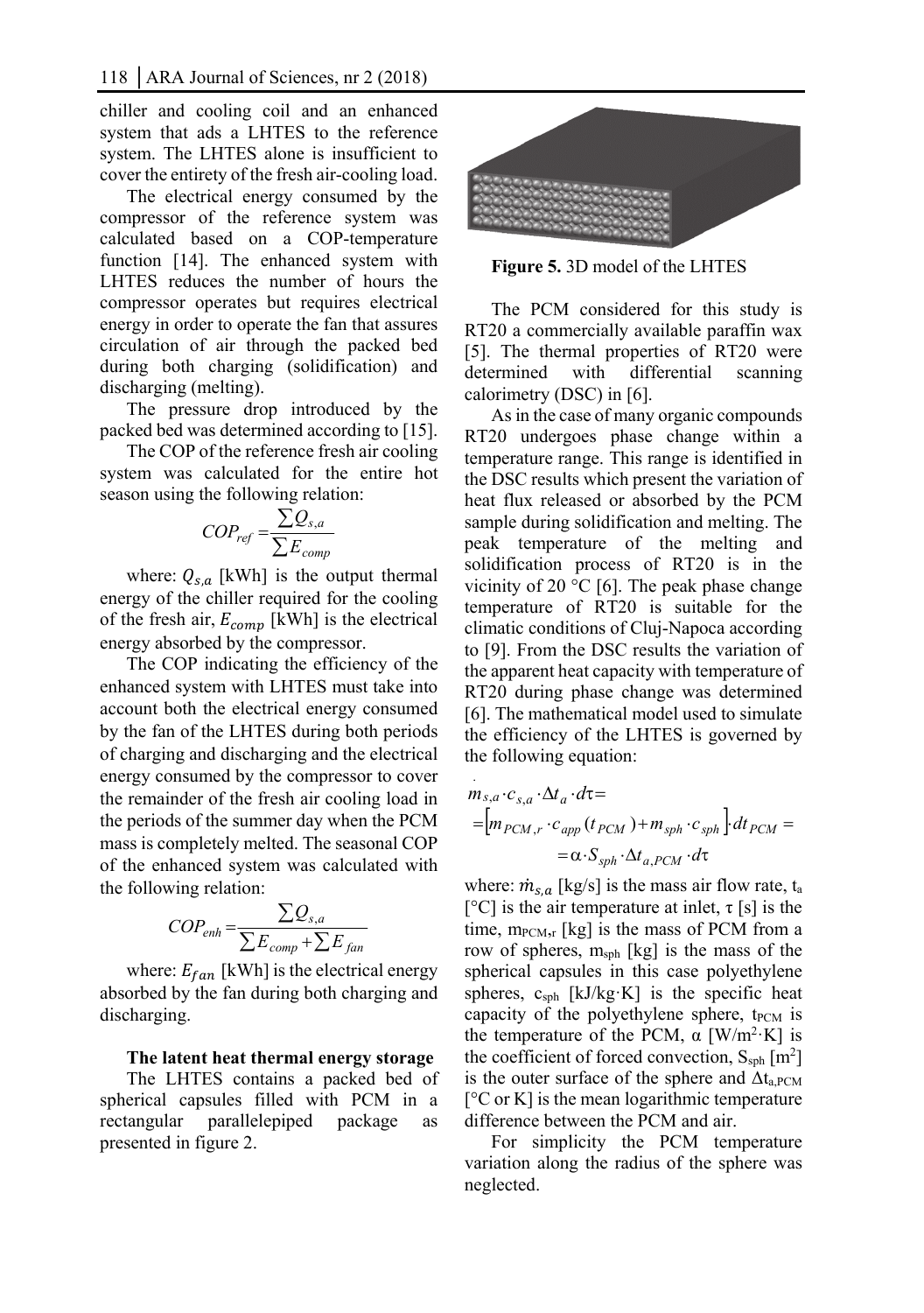chiller and cooling coil and an enhanced system that ads a LHTES to the reference system. The LHTES alone is insufficient to cover the entirety of the fresh air-cooling load.

The electrical energy consumed by the compressor of the reference system was calculated based on a COP-temperature function [14]. The enhanced system with LHTES reduces the number of hours the compressor operates but requires electrical energy in order to operate the fan that assures circulation of air through the packed bed during both charging (solidification) and discharging (melting).

The pressure drop introduced by the packed bed was determined according to [15].

The COP of the reference fresh air cooling system was calculated for the entire hot season using the following relation:

$$COP_{ref} = \frac{\sum Q_{s,a}}{\sum E_{comp}}$$

where: $Q_{s,a}$ [kWh] is the output thermal energy of the chiller required for the cooling of the fresh air, $E_{comp}$ [kWh] is the electrical energy absorbed by the compressor.

The COP indicating the efficiency of the enhanced system with LHTES must take into account both the electrical energy consumed by the fan of the LHTES during both periods of charging and discharging and the electrical energy consumed by the compressor to cover the remainder of the fresh air cooling load in the periods of the summer day when the PCM mass is completely melted. The seasonal COP of the enhanced system was calculated with the following relation:

$$COP_{enh} = \frac{\sum Q_{s,a}}{\sum E_{comp} + \sum E_{fan}}$$

where: $E_{fan}$ [kWh] is the electrical energy absorbed by the fan during both charging and discharging.

### The latent heat thermal energy storage

The LHTES contains a packed bed of spherical capsules filled with PCM in a rectangular parallelepiped package as presented in figure 2.

**Figure 5.** 3D model of the LHTES

The PCM considered for this study is RT20 a commercially available paraffin wax [5]. The thermal properties of RT20 were determined with differential scanning calorimetry (DSC) in [6].

As in the case of many organic compounds RT20 undergoes phase change within a temperature range. This range is identified in the DSC results which present the variation of heat flux released or absorbed by the PCM sample during solidification and melting. The peak temperature of the melting and solidification process of RT20 is in the vicinity of 20 °C [6]. The peak phase change temperature of RT20 is suitable for the climatic conditions of Cluj-Napoca according to [9]. From the DSC results the variation of the apparent heat capacity with temperature of RT20 during phase change was determined [6]. The mathematical model used to simulate the efficiency of the LHTES is governed by the following equation:

$$\begin{aligned} \dot{m}_{s,a} \cdot c_{s,a} \cdot \Delta t_a \cdot d\tau &= \\ = \left[ m_{PCM,r} \cdot c_{app}(t_{PCM}) + m_{sph} \cdot c_{sph} \right] \cdot dt_{PCM} &= \\ = \alpha \cdot S_{sph} \cdot \Delta t_{a,PCM} \cdot d\tau & \end{aligned}$$

where: $\dot{m}_{s,a}$ [kg/s] is the mass air flow rate, $t_a$ [°C] is the air temperature at inlet, $\tau$ [s] is the time, $m_{PCM,r}$ [kg] is the mass of PCM from a row of spheres, $m_{sph}$ [kg] is the mass of the spherical capsules in this case polyethylene spheres, $c_{sph}$ [kJ/kg·K] is the specific heat capacity of the polyethylene sphere, $t_{PCM}$ is the temperature of the PCM, $\alpha$ [W/m$^2$·K] is the coefficient of forced convection, $S_{sph}$ [m$^2$] is the outer surface of the sphere and $\Delta t_{a,PCM}$ [°C or K] is the mean logarithmic temperature difference between the PCM and air.

For simplicity the PCM temperature variation along the radius of the sphere was neglected.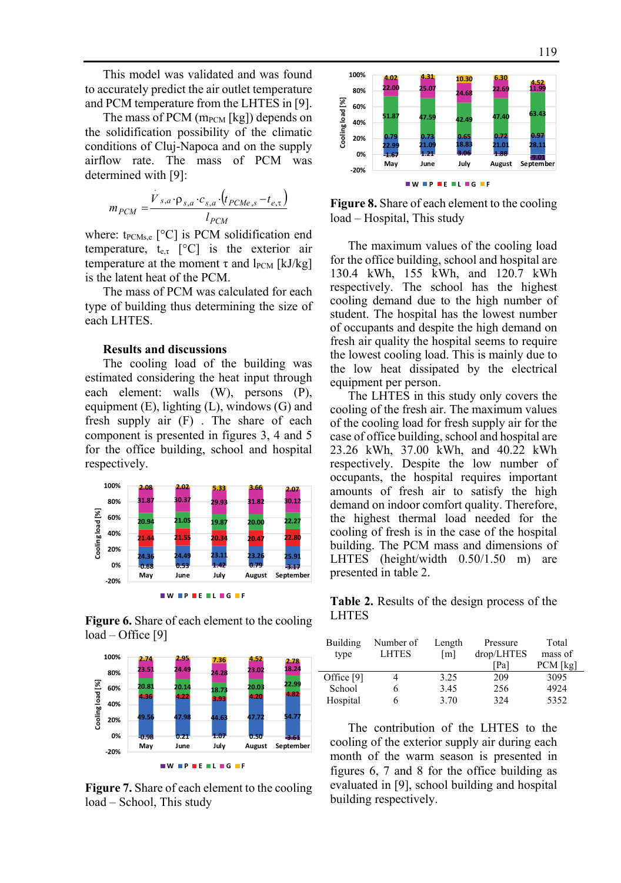This model was validated and was found to accurately predict the air outlet temperature and PCM temperature from the LHTES in [9].

The mass of PCM ($m_{PCM}$ [kg]) depends on the solidification possibility of the climatic conditions of Cluj-Napoca and on the supply airflow rate. The mass of PCM was determined with [9]:

$$m_{PCM} = \frac{\dot{V}_{s,a} \cdot \rho_{s,a} \cdot c_{s,a} \cdot \left(t_{PCMe,s} - t_{e,\tau}\right)}{l_{PCM}}$$

where: $t_{PCMs,e}$ [°C] is PCM solidification end temperature, $t_{e,\tau}$ [°C] is the exterior air temperature at the moment $\tau$ and $l_{PCM}$ [kJ/kg] is the latent heat of the PCM.

The mass of PCM was calculated for each type of building thus determining the size of each LHTES.

## Results and discussions

The cooling load of the building was estimated considering the heat input through each element: walls (W), persons (P), equipment (E), lighting (L), windows (G) and fresh supply air (F) . The share of each component is presented in figures 3, 4 and 5 for the office building, school and hospital respectively.

**Figure 6.** Share of each element to the cooling load – Office [9]

**Figure 7.** Share of each element to the cooling load – School, This study

**Figure 8.** Share of each element to the cooling load – Hospital, This study

The maximum values of the cooling load for the office building, school and hospital are 130.4 kWh, 155 kWh, and 120.7 kWh respectively. The school has the highest cooling demand due to the high number of student. The hospital has the lowest number of occupants and despite the high demand on fresh air quality the hospital seems to require the lowest cooling load. This is mainly due to the low heat dissipated by the electrical equipment per person.

The LHTES in this study only covers the cooling of the fresh air. The maximum values of the cooling load for fresh supply air for the case of office building, school and hospital are 23.26 kWh, 37.00 kWh, and 40.22 kWh respectively. Despite the low number of occupants, the hospital requires important amounts of fresh air to satisfy the high demand on indoor comfort quality. Therefore, the highest thermal load needed for the cooling of fresh is in the case of the hospital building. The PCM mass and dimensions of LHTES (height/width 0.50/1.50 m) are presented in table 2.

**Table 2.** Results of the design process of the LHTES

| Building type | Number of LHTES | Length [m] | Pressure drop/LHTES [Pa] | Total mass of PCM [kg] |
|---|---|---|---|---|
| Office [9] | 4 | 3.25 | 209 | 3095 |
| School | 6 | 3.45 | 256 | 4924 |
| Hospital | 6 | 3.70 | 324 | 5352 |

The contribution of the LHTES to the cooling of the exterior supply air during each month of the warm season is presented in figures 6, 7 and 8 for the office building as evaluated in [9], school building and hospital building respectively.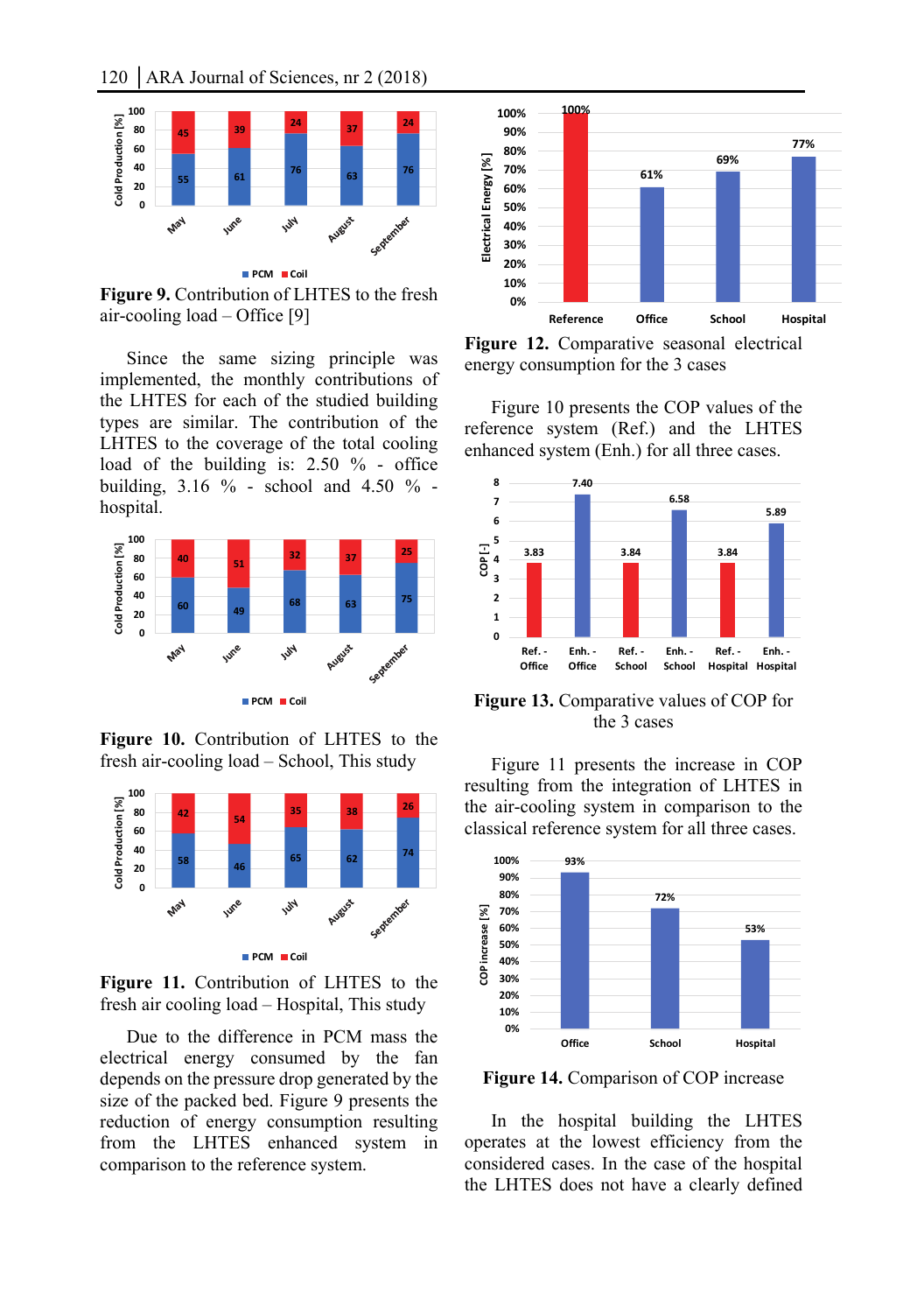Figure 9. Contribution of LHTES to the fresh air-cooling load – Office [9]

Since the same sizing principle was implemented, the monthly contributions of the LHTES for each of the studied building types are similar. The contribution of the LHTES to the coverage of the total cooling load of the building is: 2.50 % - office building, 3.16 % - school and 4.50 % - hospital.

Figure 10. Contribution of LHTES to the fresh air-cooling load – School, This study

Figure 11. Contribution of LHTES to the fresh air cooling load – Hospital, This study

Due to the difference in PCM mass the electrical energy consumed by the fan depends on the pressure drop generated by the size of the packed bed. Figure 9 presents the reduction of energy consumption resulting from the LHTES enhanced system in comparison to the reference system.

Figure 12. Comparative seasonal electrical energy consumption for the 3 cases

Figure 10 presents the COP values of the reference system (Ref.) and the LHTES enhanced system (Enh.) for all three cases.

Figure 13. Comparative values of COP for the 3 cases

Figure 11 presents the increase in COP resulting from the integration of LHTES in the air-cooling system in comparison to the classical reference system for all three cases.

Figure 14. Comparison of COP increase

In the hospital building the LHTES operates at the lowest efficiency from the considered cases. In the case of the hospital the LHTES does not have a clearly defined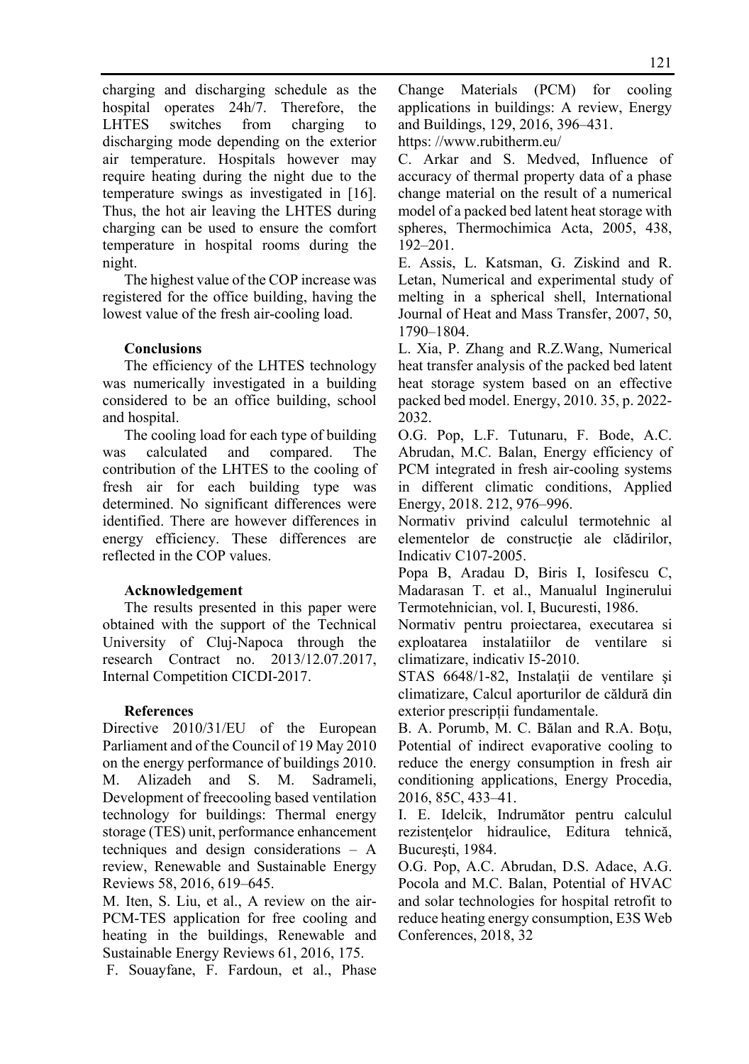charging and discharging schedule as the hospital operates 24h/7. Therefore, the LHTES switches from charging to discharging mode depending on the exterior air temperature. Hospitals however may require heating during the night due to the temperature swings as investigated in [16]. Thus, the hot air leaving the LHTES during charging can be used to ensure the comfort temperature in hospital rooms during the night.

The highest value of the COP increase was registered for the office building, having the lowest value of the fresh air-cooling load.

## Conclusions

The efficiency of the LHTES technology was numerically investigated in a building considered to be an office building, school and hospital.

The cooling load for each type of building was calculated and compared. The contribution of the LHTES to the cooling of fresh air for each building type was determined. No significant differences were identified. There are however differences in energy efficiency. These differences are reflected in the COP values.

## Acknowledgement

The results presented in this paper were obtained with the support of the Technical University of Cluj-Napoca through the research Contract no. 2013/12.07.2017, Internal Competition CICDI-2017.

## References

Directive 2010/31/EU of the European Parliament and of the Council of 19 May 2010 on the energy performance of buildings 2010.

M. Alizadeh and S. M. Sadrameli, Development of freecooling based ventilation technology for buildings: Thermal energy storage (TES) unit, performance enhancement techniques and design considerations – A review, Renewable and Sustainable Energy Reviews 58, 2016, 619–645.

M. Iten, S. Liu, et al., A review on the air-PCM-TES application for free cooling and heating in the buildings, Renewable and Sustainable Energy Reviews 61, 2016, 175.

F. Souayfane, F. Fardoun, et al., Phase Change Materials (PCM) for cooling applications in buildings: A review, Energy and Buildings, 129, 2016, 396–431.

https: //www.rubitherm.eu/

C. Arkar and S. Medved, Influence of accuracy of thermal property data of a phase change material on the result of a numerical model of a packed bed latent heat storage with spheres, Thermochimica Acta, 2005, 438, 192–201.

E. Assis, L. Katsman, G. Ziskind and R. Letan, Numerical and experimental study of melting in a spherical shell, International Journal of Heat and Mass Transfer, 2007, 50, 1790–1804.

L. Xia, P. Zhang and R.Z.Wang, Numerical heat transfer analysis of the packed bed latent heat storage system based on an effective packed bed model. Energy, 2010. 35, p. 2022-2032.

O.G. Pop, L.F. Tutunaru, F. Bode, A.C. Abrudan, M.C. Balan, Energy efficiency of PCM integrated in fresh air-cooling systems in different climatic conditions, Applied Energy, 2018. 212, 976–996.

Normativ privind calculul termotehnic al elementelor de construcţie ale clădirilor, Indicativ C107-2005.

Popa B, Aradau D, Biris I, Iosifescu C, Madarasan T. et al., Manualul Inginerului Termotehnician, vol. I, Bucuresti, 1986.

Normativ pentru proiectarea, executarea si exploatarea instalatiilor de ventilare si climatizare, indicativ I5-2010.

STAS 6648/1-82, Instalaţii de ventilare şi climatizare, Calcul aporturilor de căldură din exterior prescripţii fundamentale.

B. A. Porumb, M. C. Bălan and R.A. Boţu, Potential of indirect evaporative cooling to reduce the energy consumption in fresh air conditioning applications, Energy Procedia, 2016, 85C, 433–41.

I. E. Idelcik, Indrumător pentru calculul rezistenţelor hidraulice, Editura tehnică, Bucureşti, 1984.

O.G. Pop, A.C. Abrudan, D.S. Adace, A.G. Pocola and M.C. Balan, Potential of HVAC and solar technologies for hospital retrofit to reduce heating energy consumption, E3S Web Conferences, 2018, 32